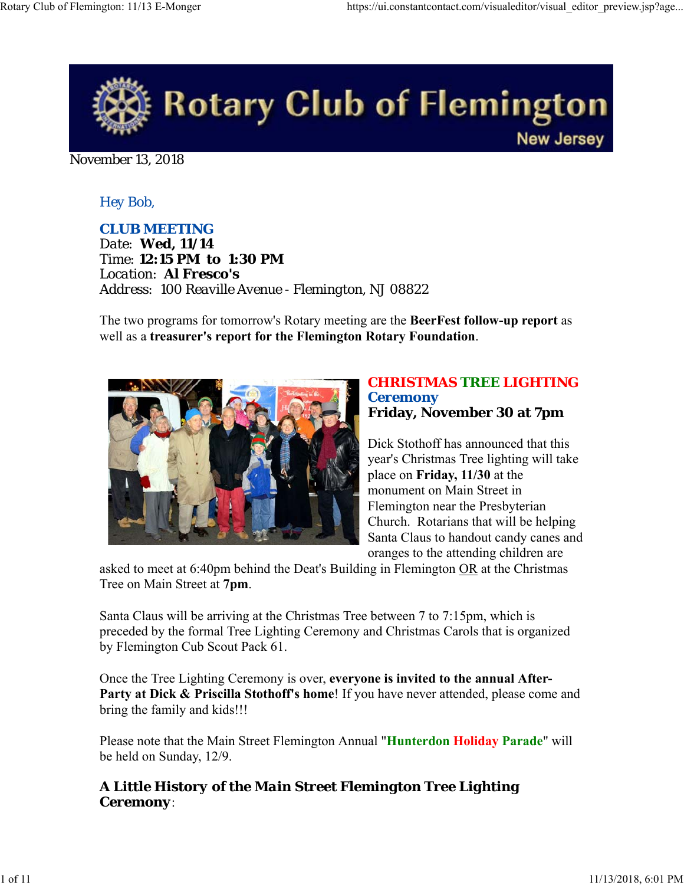# Rotary Club of Flemington

New Jersey

November 13, 2018

Hey Bob,

**CLUB MEETING**
Date: **Wed, 11/14**
Time: **12:15 PM to 1:30 PM**
Location: **Al Fresco's**
Address: 100 Reaville Avenue - Flemington, NJ 08822

The two programs for tomorrow's Rotary meeting are the **BeerFest follow-up report** as well as a **treasurer's report for the Flemington Rotary Foundation**.

## CHRISTMAS TREE LIGHTING Ceremony
**Friday, November 30 at 7pm**

Dick Stothoff has announced that this year's Christmas Tree lighting will take place on **Friday, 11/30** at the monument on Main Street in Flemington near the Presbyterian Church. Rotarians that will be helping Santa Claus to handout candy canes and oranges to the attending children are asked to meet at 6:40pm behind the Deat's Building in Flemington OR at the Christmas Tree on Main Street at **7pm**.

Santa Claus will be arriving at the Christmas Tree between 7 to 7:15pm, which is preceded by the formal Tree Lighting Ceremony and Christmas Carols that is organized by Flemington Cub Scout Pack 61.

Once the Tree Lighting Ceremony is over, **everyone is invited to the annual After-Party at Dick & Priscilla Stothoff's home**! If you have never attended, please come and bring the family and kids!!!

Please note that the Main Street Flemington Annual "**Hunterdon Holiday Parade**" will be held on Sunday, 12/9.

### A Little History of the Main Street Flemington Tree Lighting Ceremony: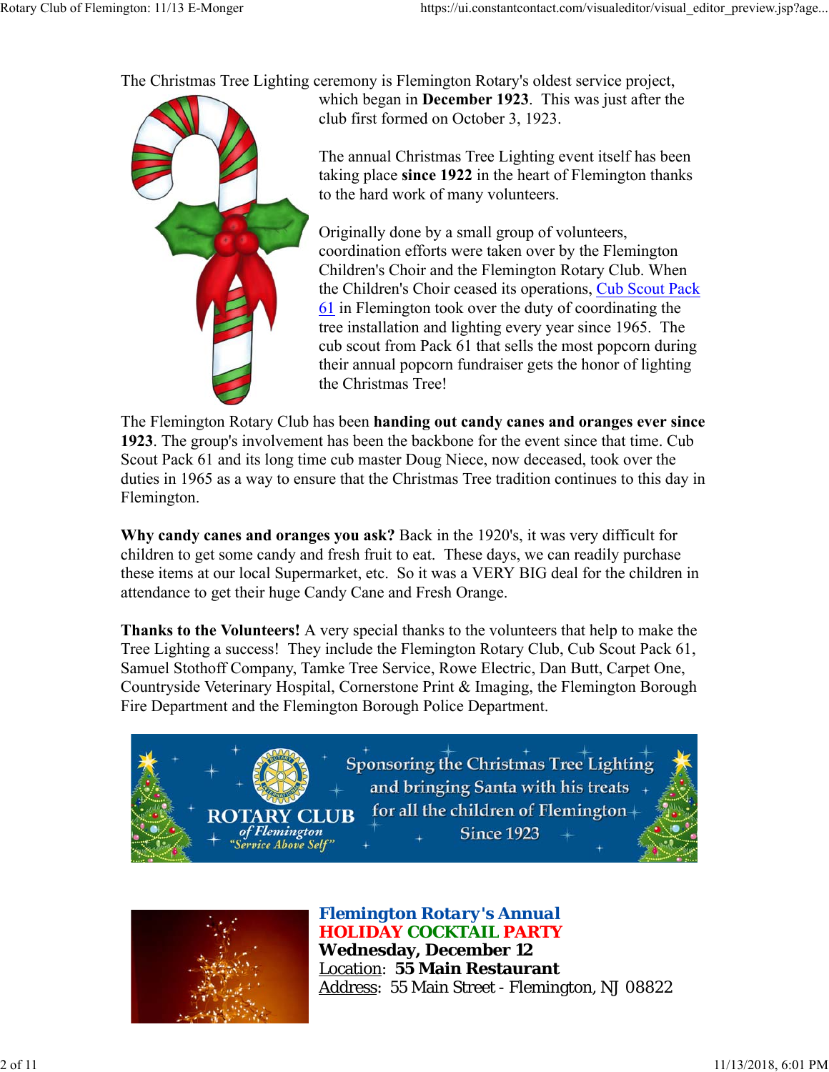The Christmas Tree Lighting ceremony is Flemington Rotary's oldest service project, which began in **December 1923**. This was just after the club first formed on October 3, 1923.

The annual Christmas Tree Lighting event itself has been taking place **since 1922** in the heart of Flemington thanks to the hard work of many volunteers.

Originally done by a small group of volunteers, coordination efforts were taken over by the Flemington Children's Choir and the Flemington Rotary Club. When the Children's Choir ceased its operations, Cub Scout Pack 61 in Flemington took over the duty of coordinating the tree installation and lighting every year since 1965. The cub scout from Pack 61 that sells the most popcorn during their annual popcorn fundraiser gets the honor of lighting the Christmas Tree!

The Flemington Rotary Club has been **handing out candy canes and oranges ever since 1923**. The group's involvement has been the backbone for the event since that time. Cub Scout Pack 61 and its long time cub master Doug Niece, now deceased, took over the duties in 1965 as a way to ensure that the Christmas Tree tradition continues to this day in Flemington.

**Why candy canes and oranges you ask?** Back in the 1920's, it was very difficult for children to get some candy and fresh fruit to eat. These days, we can readily purchase these items at our local Supermarket, etc. So it was a VERY BIG deal for the children in attendance to get their huge Candy Cane and Fresh Orange.

**Thanks to the Volunteers!** A very special thanks to the volunteers that help to make the Tree Lighting a success! They include the Flemington Rotary Club, Cub Scout Pack 61, Samuel Stothoff Company, Tamke Tree Service, Rowe Electric, Dan Butt, Carpet One, Countryside Veterinary Hospital, Cornerstone Print & Imaging, the Flemington Borough Fire Department and the Flemington Borough Police Department.

ROTARY CLUB of Flemington "Service Above Self"

Sponsoring the Christmas Tree Lighting and bringing Santa with his treats for all the children of Flemington Since 1923

## Flemington Rotary's Annual HOLIDAY COCKTAIL PARTY

**Wednesday, December 12**
Location: **55 Main Restaurant**
Address: 55 Main Street - Flemington, NJ 08822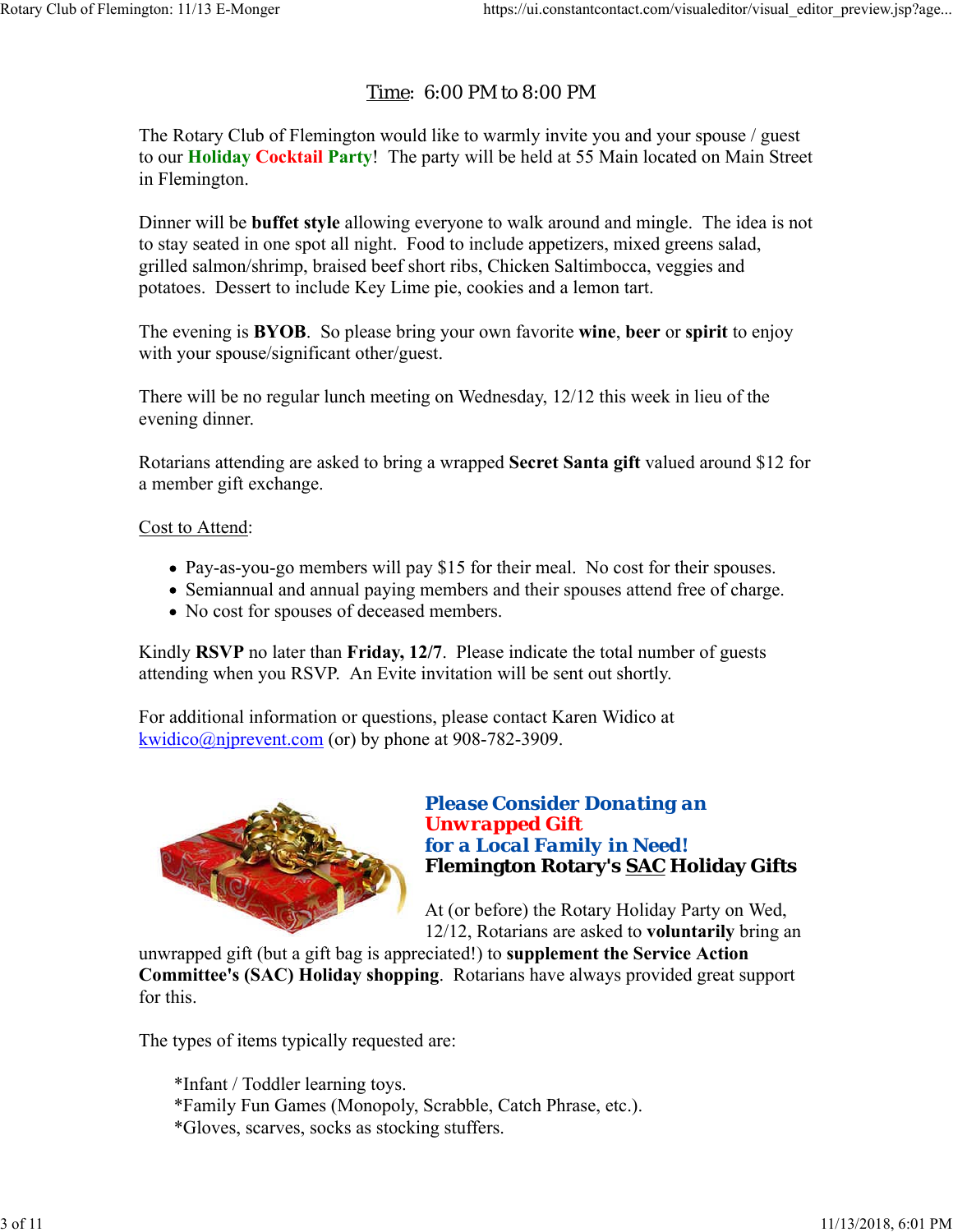Time: 6:00 PM to 8:00 PM

The Rotary Club of Flemington would like to warmly invite you and your spouse / guest to our **Holiday Cocktail Party**! The party will be held at 55 Main located on Main Street in Flemington.

Dinner will be **buffet style** allowing everyone to walk around and mingle. The idea is not to stay seated in one spot all night. Food to include appetizers, mixed greens salad, grilled salmon/shrimp, braised beef short ribs, Chicken Saltimbocca, veggies and potatoes. Dessert to include Key Lime pie, cookies and a lemon tart.

The evening is **BYOB**. So please bring your own favorite **wine**, **beer** or **spirit** to enjoy with your spouse/significant other/guest.

There will be no regular lunch meeting on Wednesday, 12/12 this week in lieu of the evening dinner.

Rotarians attending are asked to bring a wrapped **Secret Santa gift** valued around $12 for a member gift exchange.

Cost to Attend:

- Pay-as-you-go members will pay $15 for their meal. No cost for their spouses.
- Semiannual and annual paying members and their spouses attend free of charge.
- No cost for spouses of deceased members.

Kindly **RSVP** no later than **Friday, 12/7**. Please indicate the total number of guests attending when you RSVP. An Evite invitation will be sent out shortly.

For additional information or questions, please contact Karen Widico at kwidico@njprevent.com (or) by phone at 908-782-3909.

**Please Consider Donating an Unwrapped Gift for a Local Family in Need!**
**Flemington Rotary's SAC Holiday Gifts**

At (or before) the Rotary Holiday Party on Wed, 12/12, Rotarians are asked to **voluntarily** bring an unwrapped gift (but a gift bag is appreciated!) to **supplement the Service Action Committee's (SAC) Holiday shopping**. Rotarians have always provided great support for this.

The types of items typically requested are:

*Infant / Toddler learning toys.
*Family Fun Games (Monopoly, Scrabble, Catch Phrase, etc.).
*Gloves, scarves, socks as stocking stuffers.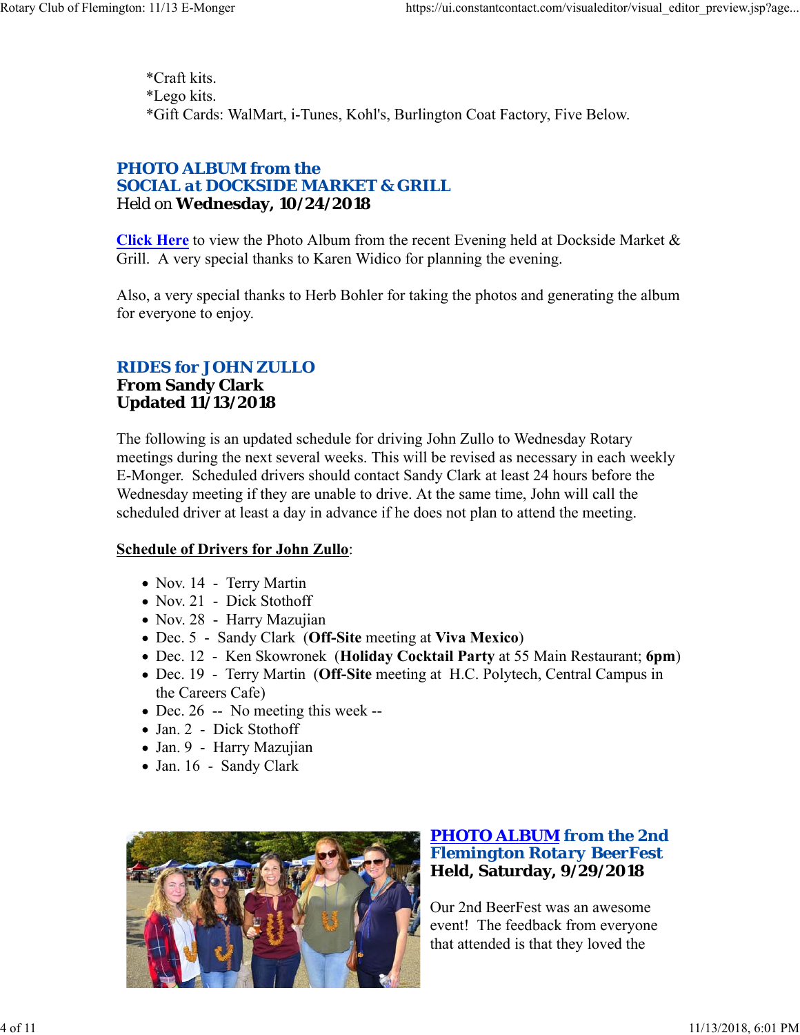*Craft kits.
*Lego kits.
*Gift Cards: WalMart, i-Tunes, Kohl's, Burlington Coat Factory, Five Below.

## PHOTO ALBUM from the SOCIAL at DOCKSIDE MARKET & GRILL

Held on **Wednesday, 10/24/2018**

**Click Here** to view the Photo Album from the recent Evening held at Dockside Market & Grill. A very special thanks to Karen Widico for planning the evening.

Also, a very special thanks to Herb Bohler for taking the photos and generating the album for everyone to enjoy.

## RIDES for JOHN ZULLO

**From Sandy Clark**
**Updated 11/13/2018**

The following is an updated schedule for driving John Zullo to Wednesday Rotary meetings during the next several weeks. This will be revised as necessary in each weekly E-Monger. Scheduled drivers should contact Sandy Clark at least 24 hours before the Wednesday meeting if they are unable to drive. At the same time, John will call the scheduled driver at least a day in advance if he does not plan to attend the meeting.

**Schedule of Drivers for John Zullo**:

- Nov. 14 - Terry Martin
- Nov. 21 - Dick Stothoff
- Nov. 28 - Harry Mazujian
- Dec. 5 - Sandy Clark (**Off-Site** meeting at **Viva Mexico**)
- Dec. 12 - Ken Skowronek (**Holiday Cocktail Party** at 55 Main Restaurant; **6pm**)
- Dec. 19 - Terry Martin (**Off-Site** meeting at H.C. Polytech, Central Campus in the Careers Cafe)
- Dec. 26 -- No meeting this week --
- Jan. 2 - Dick Stothoff
- Jan. 9 - Harry Mazujian
- Jan. 16 - Sandy Clark

## PHOTO ALBUM from the 2nd Flemington Rotary BeerFest

**Held, Saturday, 9/29/2018**

Our 2nd BeerFest was an awesome event! The feedback from everyone that attended is that they loved the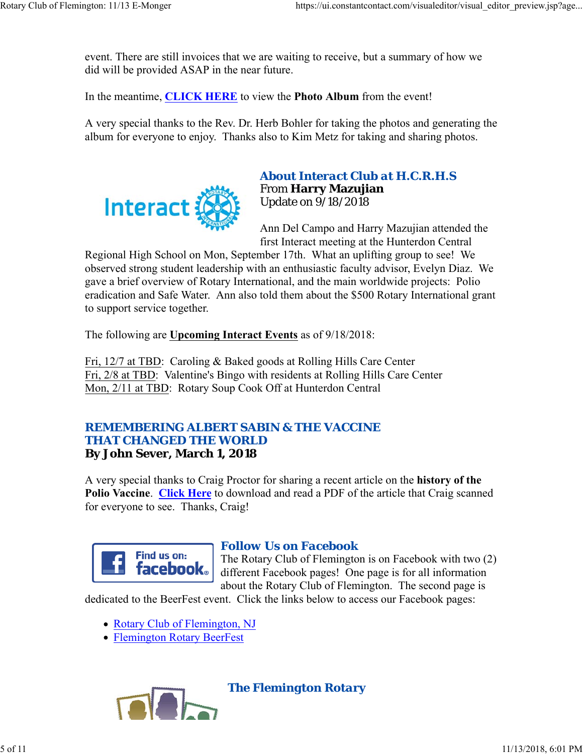event. There are still invoices that we are waiting to receive, but a summary of how we did will be provided ASAP in the near future.

In the meantime, **CLICK HERE** to view the **Photo Album** from the event!

A very special thanks to the Rev. Dr. Herb Bohler for taking the photos and generating the album for everyone to enjoy. Thanks also to Kim Metz for taking and sharing photos.

## About Interact Club at H.C.R.H.S

From **Harry Mazujian**
Update on 9/18/2018

Ann Del Campo and Harry Mazujian attended the first Interact meeting at the Hunterdon Central Regional High School on Mon, September 17th. What an uplifting group to see! We observed strong student leadership with an enthusiastic faculty advisor, Evelyn Diaz. We gave a brief overview of Rotary International, and the main worldwide projects: Polio eradication and Safe Water. Ann also told them about the $500 Rotary International grant to support service together.

The following are **Upcoming Interact Events** as of 9/18/2018:

Fri, 12/7 at TBD: Caroling & Baked goods at Rolling Hills Care Center
Fri, 2/8 at TBD: Valentine's Bingo with residents at Rolling Hills Care Center
Mon, 2/11 at TBD: Rotary Soup Cook Off at Hunterdon Central

## REMEMBERING ALBERT SABIN & THE VACCINE THAT CHANGED THE WORLD

**By John Sever, March 1, 2018**

A very special thanks to Craig Proctor for sharing a recent article on the **history of the Polio Vaccine**. Click Here to download and read a PDF of the article that Craig scanned for everyone to see. Thanks, Craig!

## Follow Us on Facebook

The Rotary Club of Flemington is on Facebook with two (2) different Facebook pages! One page is for all information about the Rotary Club of Flemington. The second page is dedicated to the BeerFest event. Click the links below to access our Facebook pages:

- Rotary Club of Flemington, NJ
- Flemington Rotary BeerFest

## The Flemington Rotary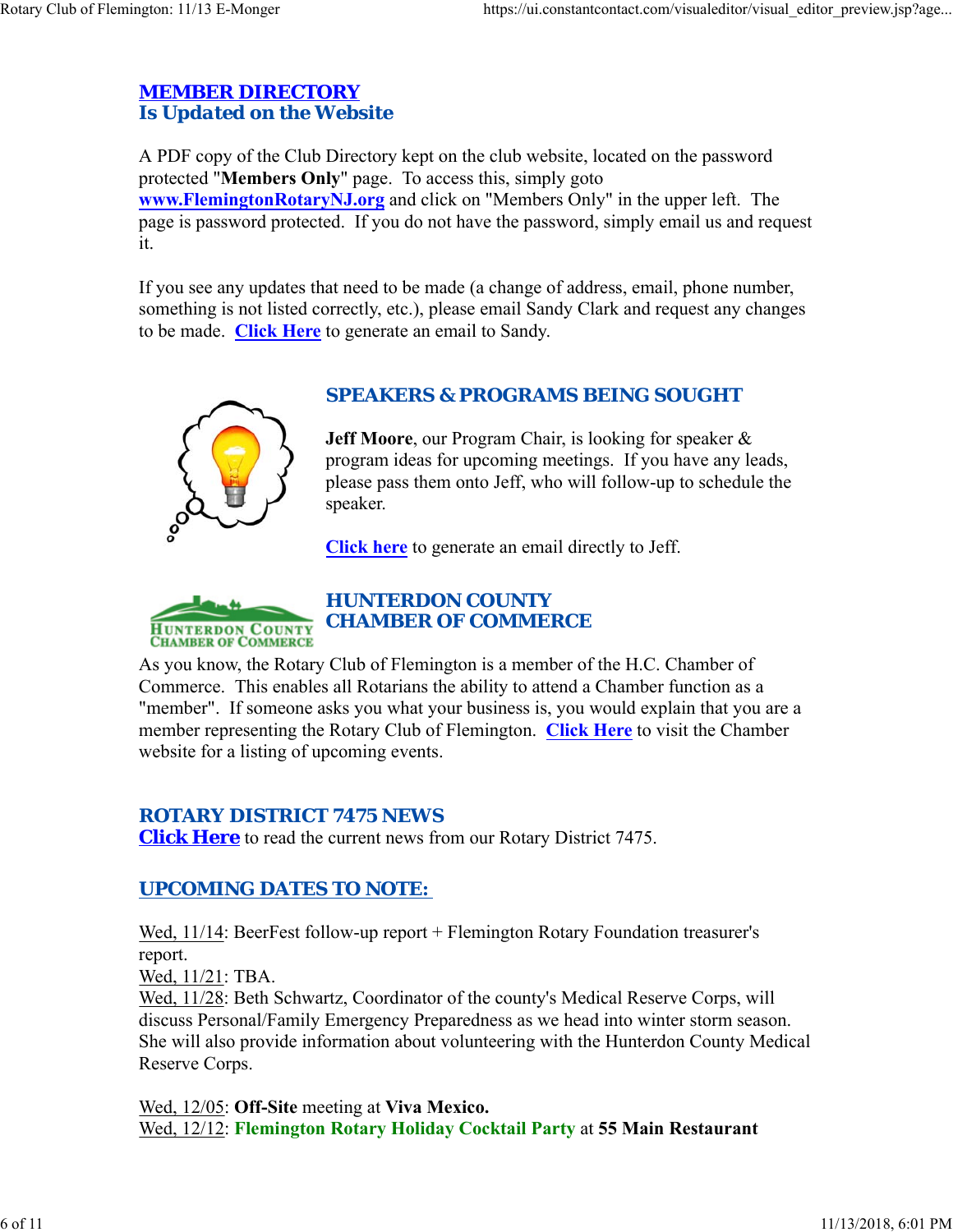## MEMBER DIRECTORY
## Is Updated on the Website

A PDF copy of the Club Directory kept on the club website, located on the password protected "**Members Only**" page. To access this, simply goto **www.FlemingtonRotaryNJ.org** and click on "Members Only" in the upper left. The page is password protected. If you do not have the password, simply email us and request it.

If you see any updates that need to be made (a change of address, email, phone number, something is not listed correctly, etc.), please email Sandy Clark and request any changes to be made. **Click Here** to generate an email to Sandy.

## SPEAKERS & PROGRAMS BEING SOUGHT

**Jeff Moore**, our Program Chair, is looking for speaker & program ideas for upcoming meetings. If you have any leads, please pass them onto Jeff, who will follow-up to schedule the speaker.

**Click here** to generate an email directly to Jeff.

## HUNTERDON COUNTY CHAMBER OF COMMERCE

As you know, the Rotary Club of Flemington is a member of the H.C. Chamber of Commerce. This enables all Rotarians the ability to attend a Chamber function as a "member". If someone asks you what your business is, you would explain that you are a member representing the Rotary Club of Flemington. **Click Here** to visit the Chamber website for a listing of upcoming events.

## ROTARY DISTRICT 7475 NEWS

**Click Here** to read the current news from our Rotary District 7475.

## UPCOMING DATES TO NOTE:

Wed, 11/14: BeerFest follow-up report + Flemington Rotary Foundation treasurer's report.
Wed, 11/21: TBA.
Wed, 11/28: Beth Schwartz, Coordinator of the county's Medical Reserve Corps, will discuss Personal/Family Emergency Preparedness as we head into winter storm season. She will also provide information about volunteering with the Hunterdon County Medical Reserve Corps.

Wed, 12/05: **Off-Site** meeting at **Viva Mexico.**
Wed, 12/12: **Flemington Rotary Holiday Cocktail Party** at **55 Main Restaurant**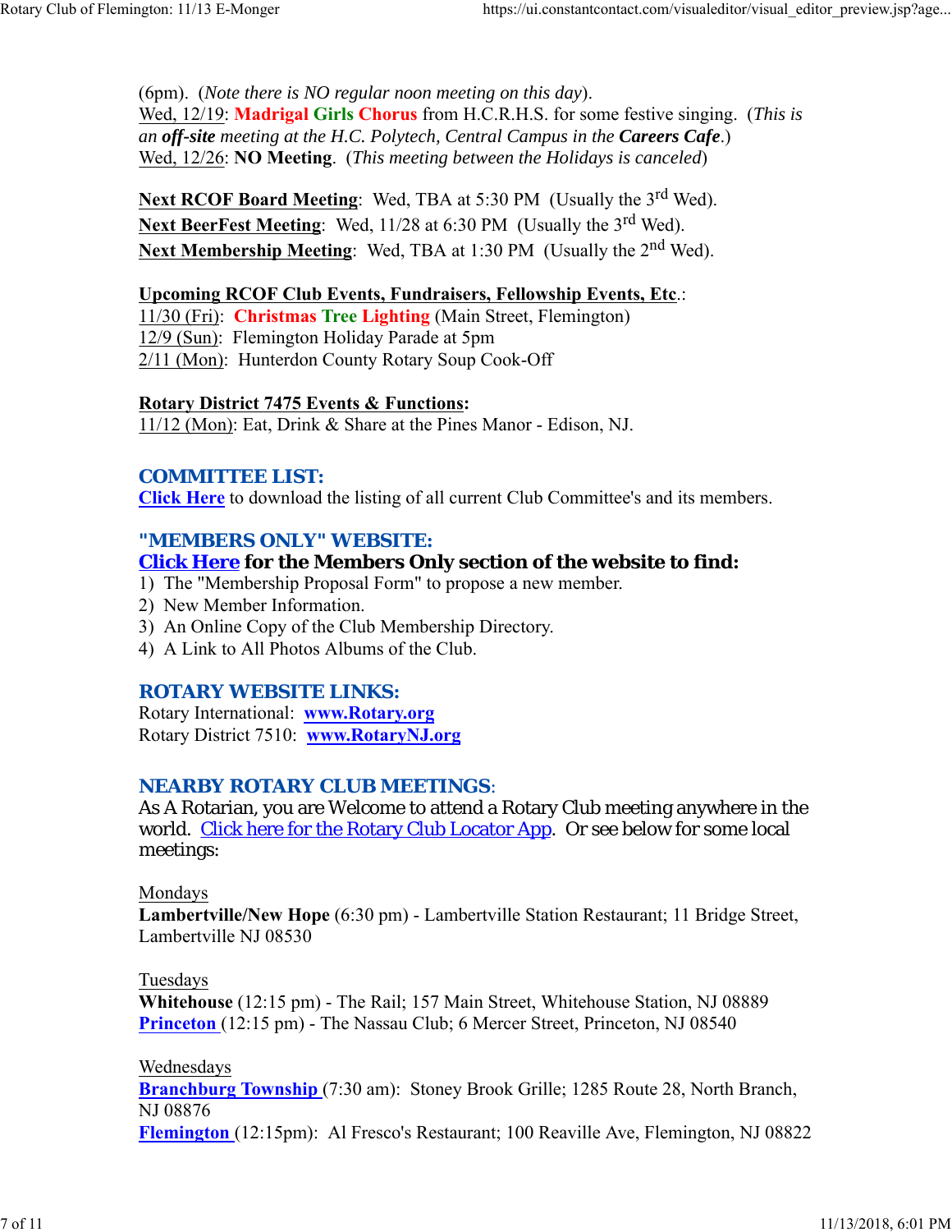(6pm). (*Note there is NO regular noon meeting on this day*).
Wed, 12/19: **Madrigal Girls Chorus** from H.C.R.H.S. for some festive singing. (*This is an **off-site** meeting at the H.C. Polytech, Central Campus in the **Careers Cafe**.*)
Wed, 12/26: **NO Meeting**. (*This meeting between the Holidays is canceled*)

**Next RCOF Board Meeting**: Wed, TBA at 5:30 PM (Usually the 3rd Wed).
**Next BeerFest Meeting**: Wed, 11/28 at 6:30 PM (Usually the 3rd Wed).
**Next Membership Meeting**: Wed, TBA at 1:30 PM (Usually the 2nd Wed).

**Upcoming RCOF Club Events, Fundraisers, Fellowship Events, Etc.**:
11/30 (Fri): **Christmas Tree Lighting** (Main Street, Flemington)
12/9 (Sun): Flemington Holiday Parade at 5pm
2/11 (Mon): Hunterdon County Rotary Soup Cook-Off

**Rotary District 7475 Events & Functions:**
11/12 (Mon): Eat, Drink & Share at the Pines Manor - Edison, NJ.

## COMMITTEE LIST:

**Click Here** to download the listing of all current Club Committee's and its members.

## "MEMBERS ONLY" WEBSITE:

**Click Here for the Members Only section of the website to find:**

1) The "Membership Proposal Form" to propose a new member.
2) New Member Information.
3) An Online Copy of the Club Membership Directory.
4) A Link to All Photos Albums of the Club.

## ROTARY WEBSITE LINKS:

Rotary International: **www.Rotary.org**
Rotary District 7510: **www.RotaryNJ.org**

## NEARBY ROTARY CLUB MEETINGS:

As A Rotarian, you are Welcome to attend a Rotary Club meeting anywhere in the world. Click here for the Rotary Club Locator App. Or see below for some local meetings:

Mondays
**Lambertville/New Hope** (6:30 pm) - Lambertville Station Restaurant; 11 Bridge Street, Lambertville NJ 08530

Tuesdays
**Whitehouse** (12:15 pm) - The Rail; 157 Main Street, Whitehouse Station, NJ 08889
**Princeton** (12:15 pm) - The Nassau Club; 6 Mercer Street, Princeton, NJ 08540

Wednesdays
**Branchburg Township** (7:30 am): Stoney Brook Grille; 1285 Route 28, North Branch, NJ 08876
**Flemington** (12:15pm): Al Fresco's Restaurant; 100 Reaville Ave, Flemington, NJ 08822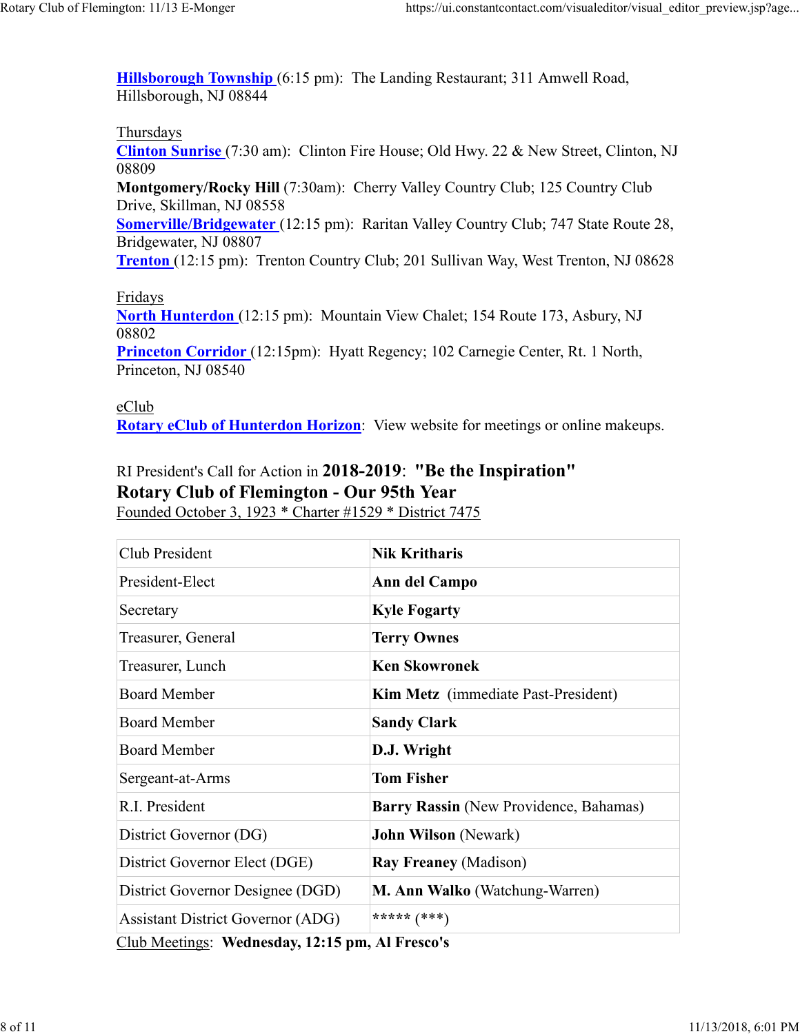**Hillsborough Township** (6:15 pm): The Landing Restaurant; 311 Amwell Road, Hillsborough, NJ 08844

Thursdays
**Clinton Sunrise** (7:30 am): Clinton Fire House; Old Hwy. 22 & New Street, Clinton, NJ 08809
**Montgomery/Rocky Hill** (7:30am): Cherry Valley Country Club; 125 Country Club Drive, Skillman, NJ 08558
**Somerville/Bridgewater** (12:15 pm): Raritan Valley Country Club; 747 State Route 28, Bridgewater, NJ 08807
**Trenton** (12:15 pm): Trenton Country Club; 201 Sullivan Way, West Trenton, NJ 08628

Fridays
**North Hunterdon** (12:15 pm): Mountain View Chalet; 154 Route 173, Asbury, NJ 08802
**Princeton Corridor** (12:15pm): Hyatt Regency; 102 Carnegie Center, Rt. 1 North, Princeton, NJ 08540

eClub
**Rotary eClub of Hunterdon Horizon**: View website for meetings or online makeups.

RI President's Call for Action in **2018-2019**: **"Be the Inspiration"**
**Rotary Club of Flemington - Our 95th Year**
Founded October 3, 1923 * Charter #1529 * District 7475

| | |
|---|---|
| Club President | **Nik Kritharis** |
| President-Elect | **Ann del Campo** |
| Secretary | **Kyle Fogarty** |
| Treasurer, General | **Terry Ownes** |
| Treasurer, Lunch | **Ken Skowronek** |
| Board Member | **Kim Metz** (immediate Past-President) |
| Board Member | **Sandy Clark** |
| Board Member | **D.J. Wright** |
| Sergeant-at-Arms | **Tom Fisher** |
| R.I. President | **Barry Rassin** (New Providence, Bahamas) |
| District Governor (DG) | **John Wilson** (Newark) |
| District Governor Elect (DGE) | **Ray Freaney** (Madison) |
| District Governor Designee (DGD) | **M. Ann Walko** (Watchung-Warren) |
| Assistant District Governor (ADG) | ***** (***) |

Club Meetings: **Wednesday, 12:15 pm, Al Fresco's**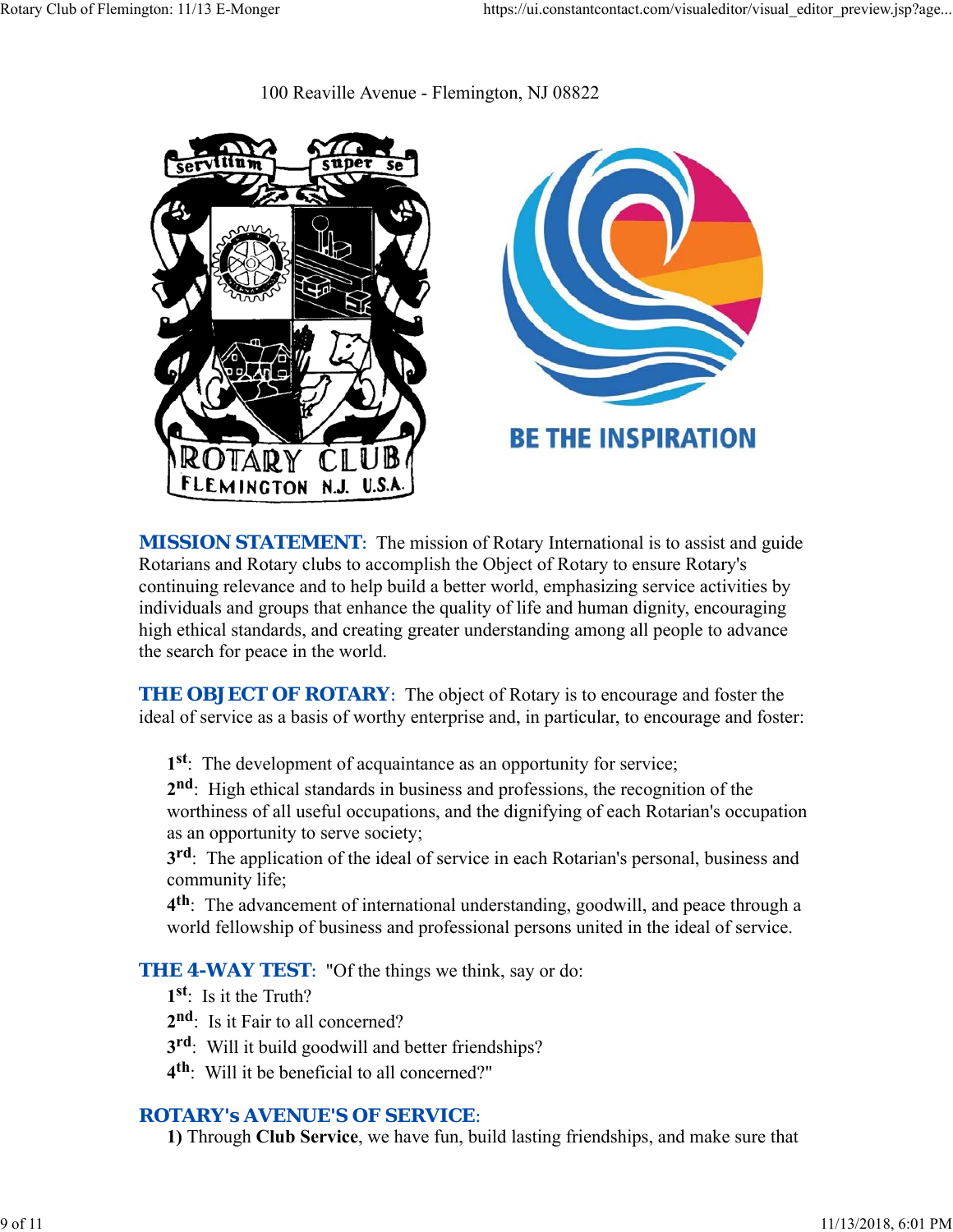100 Reaville Avenue - Flemington, NJ 08822

**MISSION STATEMENT**: The mission of Rotary International is to assist and guide Rotarians and Rotary clubs to accomplish the Object of Rotary to ensure Rotary's continuing relevance and to help build a better world, emphasizing service activities by individuals and groups that enhance the quality of life and human dignity, encouraging high ethical standards, and creating greater understanding among all people to advance the search for peace in the world.

**THE OBJECT OF ROTARY**: The object of Rotary is to encourage and foster the ideal of service as a basis of worthy enterprise and, in particular, to encourage and foster:

**1st**: The development of acquaintance as an opportunity for service;
**2nd**: High ethical standards in business and professions, the recognition of the worthiness of all useful occupations, and the dignifying of each Rotarian's occupation as an opportunity to serve society;
**3rd**: The application of the ideal of service in each Rotarian's personal, business and community life;
**4th**: The advancement of international understanding, goodwill, and peace through a world fellowship of business and professional persons united in the ideal of service.

**THE 4-WAY TEST**: "Of the things we think, say or do:
**1st**: Is it the Truth?
**2nd**: Is it Fair to all concerned?
**3rd**: Will it build goodwill and better friendships?
**4th**: Will it be beneficial to all concerned?"

**ROTARY's AVENUE'S OF SERVICE**:
**1)** Through **Club Service**, we have fun, build lasting friendships, and make sure that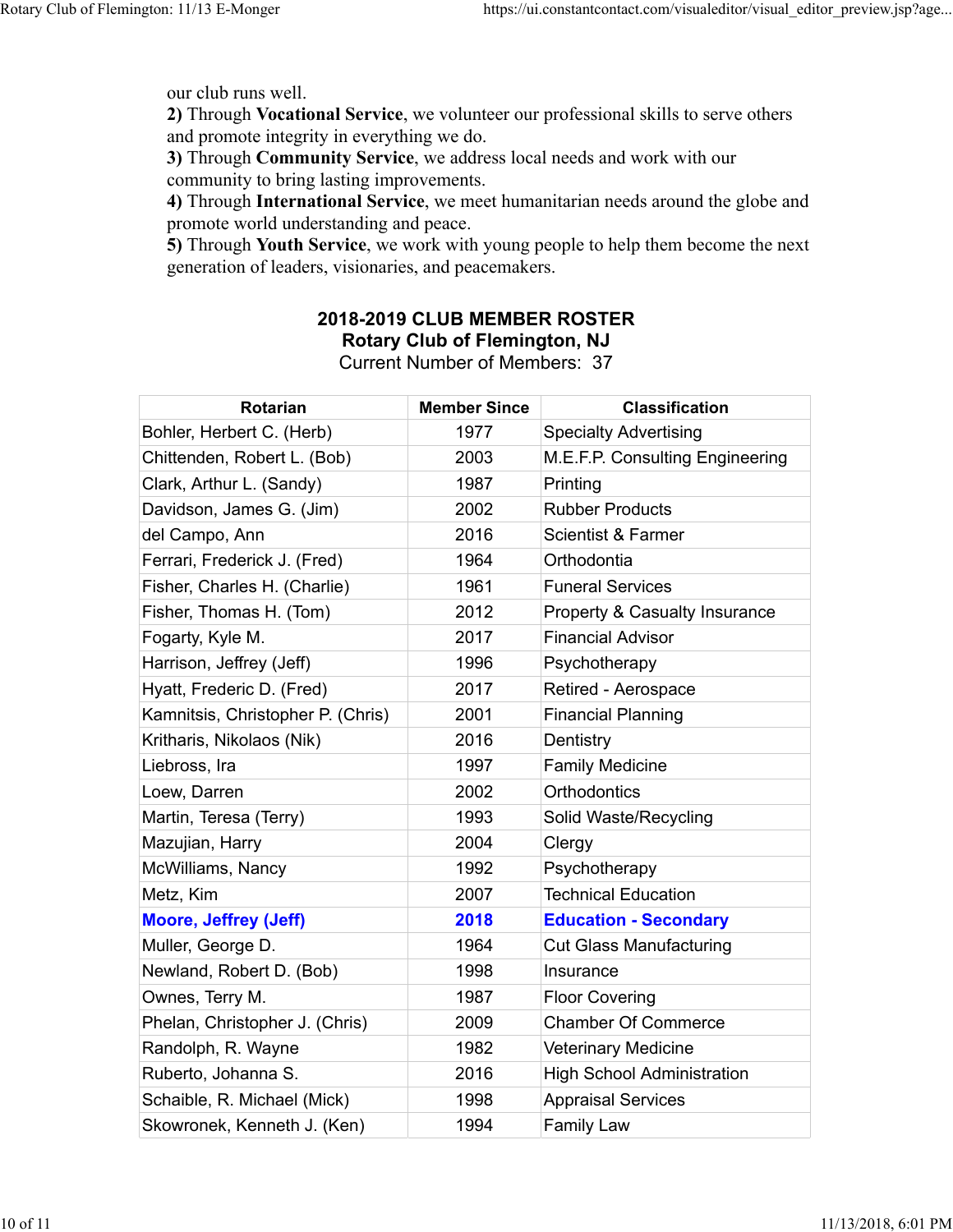our club runs well.

**2)** Through **Vocational Service**, we volunteer our professional skills to serve others and promote integrity in everything we do.

**3)** Through **Community Service**, we address local needs and work with our community to bring lasting improvements.

**4)** Through **International Service**, we meet humanitarian needs around the globe and promote world understanding and peace.

**5)** Through **Youth Service**, we work with young people to help them become the next generation of leaders, visionaries, and peacemakers.

## 2018-2019 CLUB MEMBER ROSTER
## Rotary Club of Flemington, NJ

Current Number of Members: 37

| Rotarian | Member Since | Classification |
|---|---|---|
| Bohler, Herbert C. (Herb) | 1977 | Specialty Advertising |
| Chittenden, Robert L. (Bob) | 2003 | M.E.F.P. Consulting Engineering |
| Clark, Arthur L. (Sandy) | 1987 | Printing |
| Davidson, James G. (Jim) | 2002 | Rubber Products |
| del Campo, Ann | 2016 | Scientist & Farmer |
| Ferrari, Frederick J. (Fred) | 1964 | Orthodontia |
| Fisher, Charles H. (Charlie) | 1961 | Funeral Services |
| Fisher, Thomas H. (Tom) | 2012 | Property & Casualty Insurance |
| Fogarty, Kyle M. | 2017 | Financial Advisor |
| Harrison, Jeffrey (Jeff) | 1996 | Psychotherapy |
| Hyatt, Frederic D. (Fred) | 2017 | Retired - Aerospace |
| Kamnitsis, Christopher P. (Chris) | 2001 | Financial Planning |
| Kritharis, Nikolaos (Nik) | 2016 | Dentistry |
| Liebross, Ira | 1997 | Family Medicine |
| Loew, Darren | 2002 | Orthodontics |
| Martin, Teresa (Terry) | 1993 | Solid Waste/Recycling |
| Mazujian, Harry | 2004 | Clergy |
| McWilliams, Nancy | 1992 | Psychotherapy |
| Metz, Kim | 2007 | Technical Education |
| **Moore, Jeffrey (Jeff)** | **2018** | **Education - Secondary** |
| Muller, George D. | 1964 | Cut Glass Manufacturing |
| Newland, Robert D. (Bob) | 1998 | Insurance |
| Ownes, Terry M. | 1987 | Floor Covering |
| Phelan, Christopher J. (Chris) | 2009 | Chamber Of Commerce |
| Randolph, R. Wayne | 1982 | Veterinary Medicine |
| Ruberto, Johanna S. | 2016 | High School Administration |
| Schaible, R. Michael (Mick) | 1998 | Appraisal Services |
| Skowronek, Kenneth J. (Ken) | 1994 | Family Law |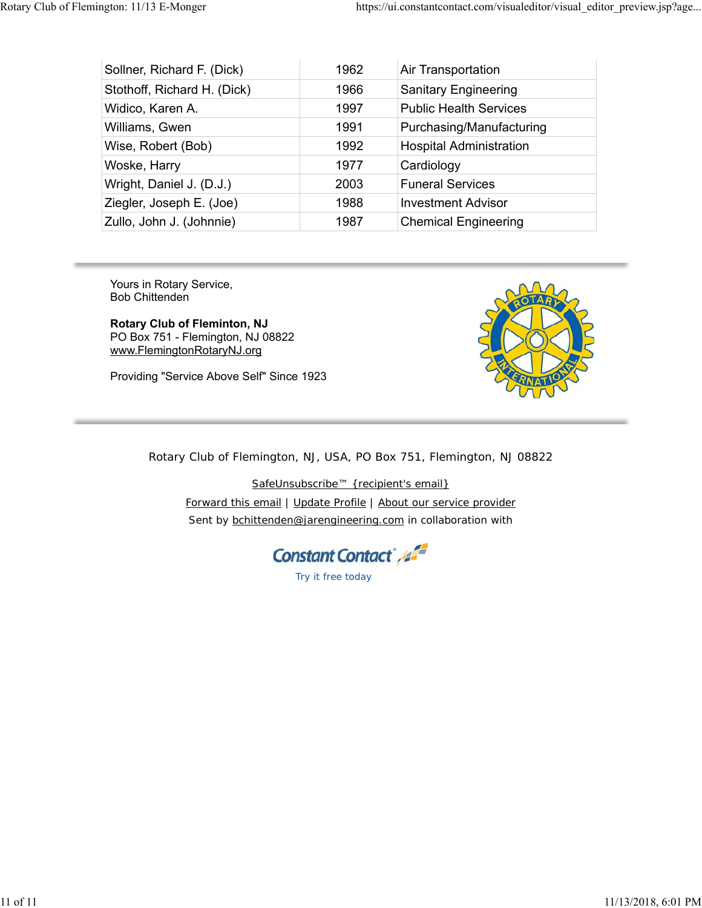| | | |
|---|---|---|
| Sollner, Richard F. (Dick) | 1962 | Air Transportation |
| Stothoff, Richard H. (Dick) | 1966 | Sanitary Engineering |
| Widico, Karen A. | 1997 | Public Health Services |
| Williams, Gwen | 1991 | Purchasing/Manufacturing |
| Wise, Robert (Bob) | 1992 | Hospital Administration |
| Woske, Harry | 1977 | Cardiology |
| Wright, Daniel J. (D.J.) | 2003 | Funeral Services |
| Ziegler, Joseph E. (Joe) | 1988 | Investment Advisor |
| Zullo, John J. (Johnnie) | 1987 | Chemical Engineering |

Yours in Rotary Service,
Bob Chittenden

**Rotary Club of Fleminton, NJ**
PO Box 751 - Flemington, NJ 08822
www.FlemingtonRotaryNJ.org

Providing "Service Above Self" Since 1923

Rotary Club of Flemington, NJ, USA, PO Box 751, Flemington, NJ 08822

SafeUnsubscribe™ {recipient's email}

Forward this email | Update Profile | About our service provider

Sent by bchittenden@jarengineering.com in collaboration with

Constant Contact

Try it free today